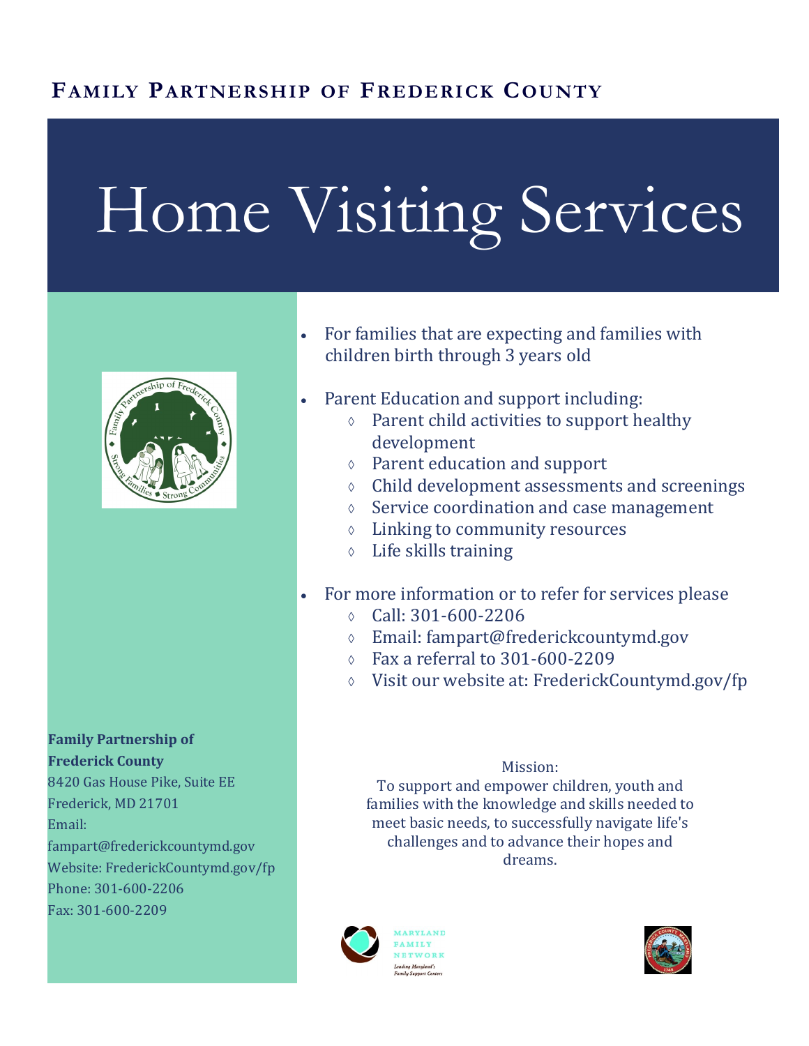**FAMILY PARTNERSHIP OF FREDERICK COUNTY**

# Home Visiting Services

- For families that are expecting and families with children birth through 3 years old
- Parent Education and support including:
  - Parent child activities to support healthy development
  - Parent education and support
  - Child development assessments and screenings
  - Service coordination and case management
  - Linking to community resources
  - Life skills training
- For more information or to refer for services please
  - Call: 301-600-2206
  - Email: fampart@frederickcountymd.gov
  - Fax a referral to 301-600-2209
  - Visit our website at: FrederickCountymd.gov/fp

Mission:
To support and empower children, youth and families with the knowledge and skills needed to meet basic needs, to successfully navigate life's challenges and to advance their hopes and dreams.

**Family Partnership of Frederick County**
8420 Gas House Pike, Suite EE
Frederick, MD 21701
Email:
fampart@frederickcountymd.gov
Website: FrederickCountymd.gov/fp
Phone: 301-600-2206
Fax: 301-600-2209

MARYLAND FAMILY NETWORK
*Leading Maryland's Family Support Centers*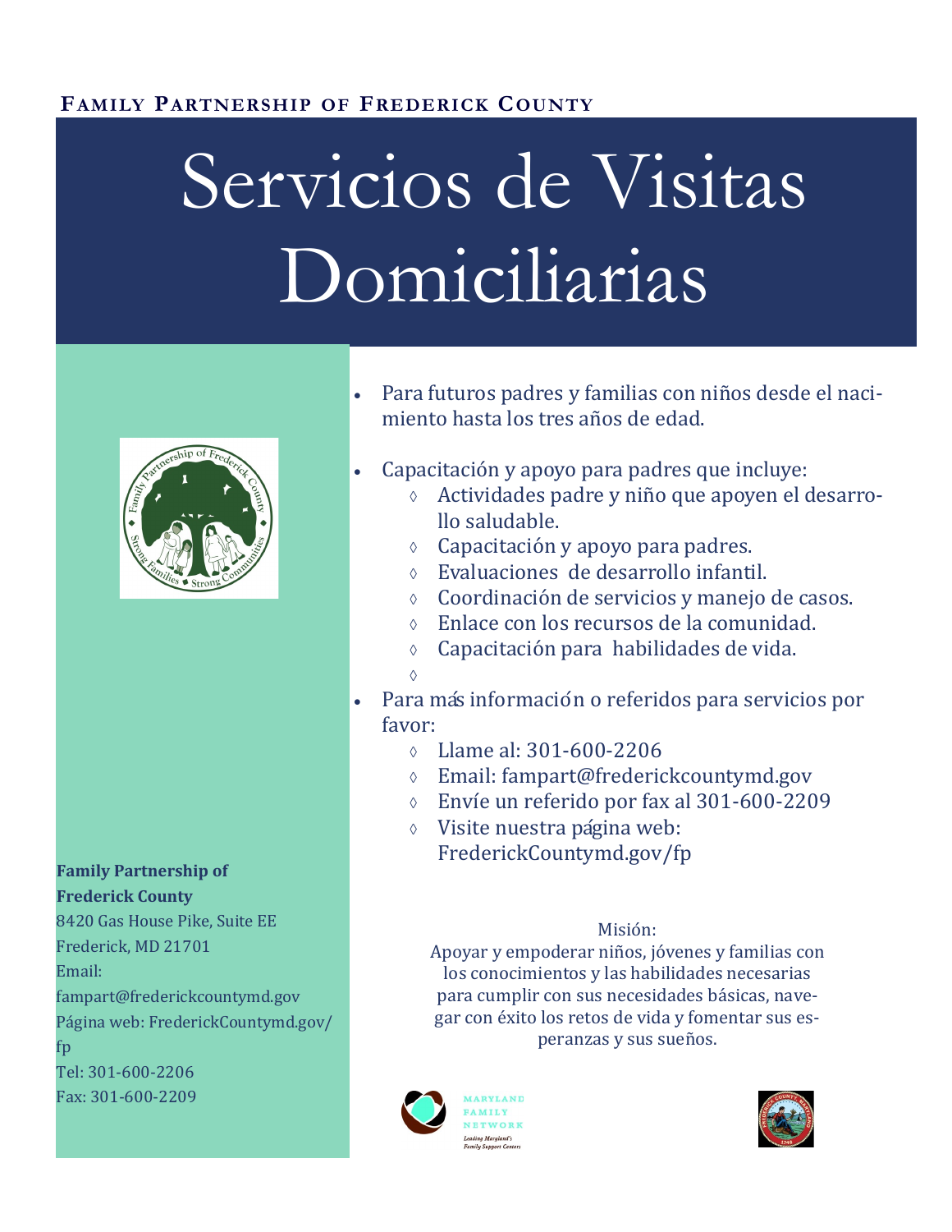**Family Partnership of Frederick County**

# Servicios de Visitas Domiciliarias

- Para futuros padres y familias con niños desde el nacimiento hasta los tres años de edad.
- Capacitación y apoyo para padres que incluye:
  - ◊ Actividades padre y niño que apoyen el desarrollo saludable.
  - ◊ Capacitación y apoyo para padres.
  - ◊ Evaluaciones de desarrollo infantil.
  - ◊ Coordinación de servicios y manejo de casos.
  - ◊ Enlace con los recursos de la comunidad.
  - ◊ Capacitación para habilidades de vida.
- Para más información o referidos para servicios por favor:
  - ◊ Llame al: 301-600-2206
  - ◊ Email: fampart@frederickcountymd.gov
  - ◊ Envíe un referido por fax al 301-600-2209
  - ◊ Visite nuestra página web: FrederickCountymd.gov/fp

Misión:
Apoyar y empoderar niños, jóvenes y familias con los conocimientos y las habilidades necesarias para cumplir con sus necesidades básicas, navegar con éxito los retos de vida y fomentar sus esperanzas y sus sueños.

**Family Partnership of Frederick County**
8420 Gas House Pike, Suite EE
Frederick, MD 21701
Email: fampart@frederickcountymd.gov
Página web: FrederickCountymd.gov/fp
Tel: 301-600-2206
Fax: 301-600-2209

Maryland Family Network
*Leading Maryland's Family Support Centers*